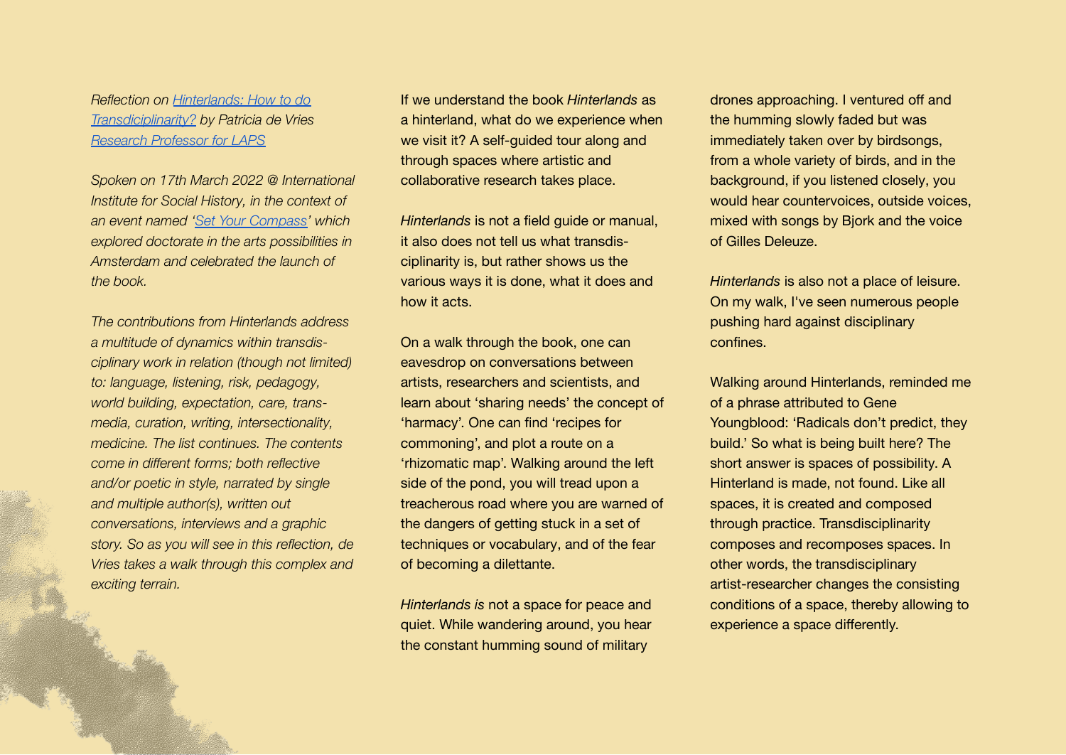*Reflection on [Hinterlands: How to do Transdiciplinarity?]() by Patricia de Vries [Research Professor for LAPS]()*

*Spoken on 17th March 2022 @ International Institute for Social History, in the context of an event named '[Set Your Compass]()' which explored doctorate in the arts possibilities in Amsterdam and celebrated the launch of the book.*

*The contributions from Hinterlands address a multitude of dynamics within transdisciplinary work in relation (though not limited) to: language, listening, risk, pedagogy, world building, expectation, care, transmedia, curation, writing, intersectionality, medicine. The list continues. The contents come in different forms; both reflective and/or poetic in style, narrated by single and multiple author(s), written out conversations, interviews and a graphic story. So as you will see in this reflection, de Vries takes a walk through this complex and exciting terrain.*

If we understand the book *Hinterlands* as a hinterland, what do we experience when we visit it? A self-guided tour along and through spaces where artistic and collaborative research takes place.

*Hinterlands* is not a field guide or manual, it also does not tell us what transdisciplinarity is, but rather shows us the various ways it is done, what it does and how it acts.

On a walk through the book, one can eavesdrop on conversations between artists, researchers and scientists, and learn about 'sharing needs' the concept of 'harmacy'. One can find 'recipes for commoning', and plot a route on a 'rhizomatic map'. Walking around the left side of the pond, you will tread upon a treacherous road where you are warned of the dangers of getting stuck in a set of techniques or vocabulary, and of the fear of becoming a dilettante.

*Hinterlands is* not a space for peace and quiet. While wandering around, you hear the constant humming sound of military drones approaching. I ventured off and the humming slowly faded but was immediately taken over by birdsongs, from a whole variety of birds, and in the background, if you listened closely, you would hear countervoices, outside voices, mixed with songs by Bjork and the voice of Gilles Deleuze.

*Hinterlands* is also not a place of leisure. On my walk, I've seen numerous people pushing hard against disciplinary confines.

Walking around Hinterlands, reminded me of a phrase attributed to Gene Youngblood: 'Radicals don't predict, they build.' So what is being built here? The short answer is spaces of possibility. A Hinterland is made, not found. Like all spaces, it is created and composed through practice. Transdisciplinarity composes and recomposes spaces. In other words, the transdisciplinary artist-researcher changes the consisting conditions of a space, thereby allowing to experience a space differently.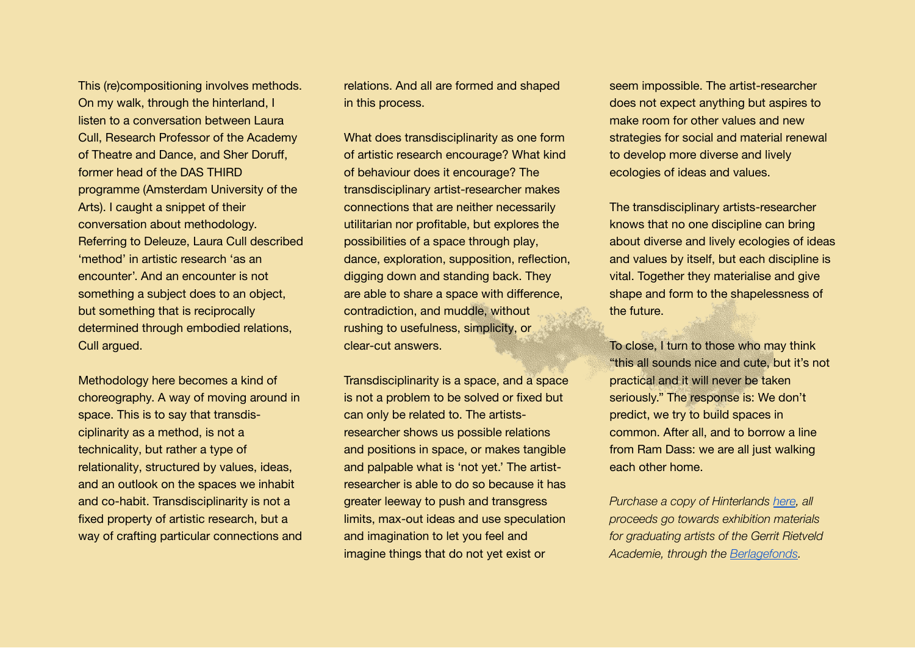This (re)compositioning involves methods. On my walk, through the hinterland, I listen to a conversation between Laura Cull, Research Professor of the Academy of Theatre and Dance, and Sher Doruff, former head of the DAS THIRD programme (Amsterdam University of the Arts). I caught a snippet of their conversation about methodology. Referring to Deleuze, Laura Cull described 'method' in artistic research 'as an encounter'. And an encounter is not something a subject does to an object, but something that is reciprocally determined through embodied relations, Cull argued.

Methodology here becomes a kind of choreography. A way of moving around in space. This is to say that transdisciplinarity as a method, is not a technicality, but rather a type of relationality, structured by values, ideas, and an outlook on the spaces we inhabit and co-habit. Transdisciplinarity is not a fixed property of artistic research, but a way of crafting particular connections and relations. And all are formed and shaped in this process.

What does transdisciplinarity as one form of artistic research encourage? What kind of behaviour does it encourage? The transdisciplinary artist-researcher makes connections that are neither necessarily utilitarian nor profitable, but explores the possibilities of a space through play, dance, exploration, supposition, reflection, digging down and standing back. They are able to share a space with difference, contradiction, and muddle, without rushing to usefulness, simplicity, or clear-cut answers.

Transdisciplinarity is a space, and a space is not a problem to be solved or fixed but can only be related to. The artists-researcher shows us possible relations and positions in space, or makes tangible and palpable what is 'not yet.' The artist-researcher is able to do so because it has greater leeway to push and transgress limits, max-out ideas and use speculation and imagination to let you feel and imagine things that do not yet exist or seem impossible. The artist-researcher does not expect anything but aspires to make room for other values and new strategies for social and material renewal to develop more diverse and lively ecologies of ideas and values.

The transdisciplinary artists-researcher knows that no one discipline can bring about diverse and lively ecologies of ideas and values by itself, but each discipline is vital. Together they materialise and give shape and form to the shapelessness of the future.

To close, I turn to those who may think "this all sounds nice and cute, but it's not practical and it will never be taken seriously." The response is: We don't predict, we try to build spaces in common. After all, and to borrow a line from Ram Dass: we are all just walking each other home.

*Purchase a copy of Hinterlands [here](), all proceeds go towards exhibition materials for graduating artists of the Gerrit Rietveld Academie, through the [Berlagefonds]().*